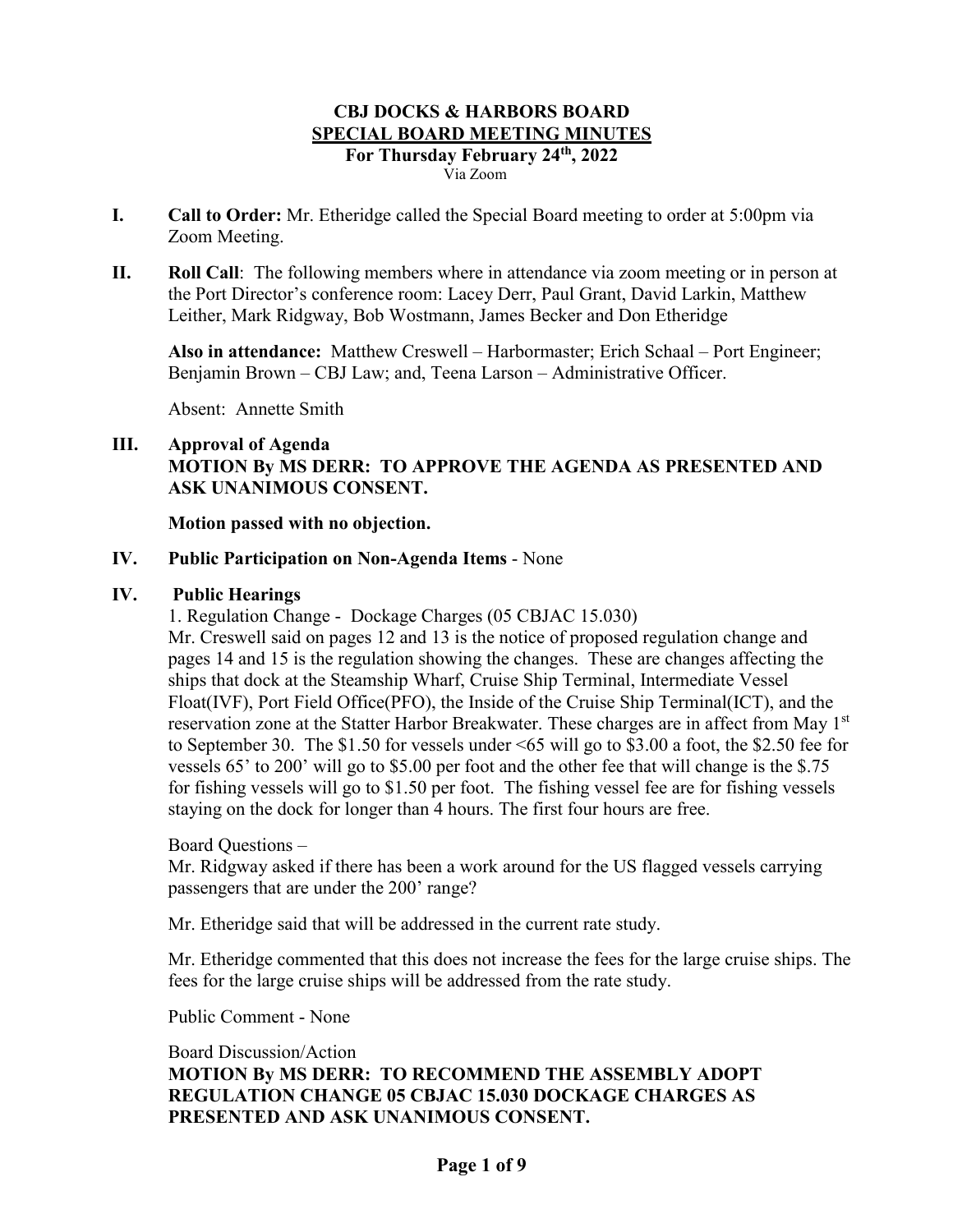# CBJ DOCKS & HARBORS BOARD
## SPECIAL BOARD MEETING MINUTES
### For Thursday February 24th, 2022

Via Zoom

**I. Call to Order:** Mr. Etheridge called the Special Board meeting to order at 5:00pm via Zoom Meeting.

**II. Roll Call**: The following members where in attendance via zoom meeting or in person at the Port Director's conference room: Lacey Derr, Paul Grant, David Larkin, Matthew Leither, Mark Ridgway, Bob Wostmann, James Becker and Don Etheridge

**Also in attendance:** Matthew Creswell – Harbormaster; Erich Schaal – Port Engineer; Benjamin Brown – CBJ Law; and, Teena Larson – Administrative Officer.

Absent: Annette Smith

**III. Approval of Agenda**

**MOTION By MS DERR: TO APPROVE THE AGENDA AS PRESENTED AND ASK UNANIMOUS CONSENT.**

**Motion passed with no objection.**

**IV. Public Participation on Non-Agenda Items** - None

**IV. Public Hearings**

1. Regulation Change - Dockage Charges (05 CBJAC 15.030)

Mr. Creswell said on pages 12 and 13 is the notice of proposed regulation change and pages 14 and 15 is the regulation showing the changes. These are changes affecting the ships that dock at the Steamship Wharf, Cruise Ship Terminal, Intermediate Vessel Float(IVF), Port Field Office(PFO), the Inside of the Cruise Ship Terminal(ICT), and the reservation zone at the Statter Harbor Breakwater. These charges are in affect from May 1st to September 30. The $1.50 for vessels under <65 will go to $3.00 a foot, the $2.50 fee for vessels 65' to 200' will go to $5.00 per foot and the other fee that will change is the $.75 for fishing vessels will go to $1.50 per foot. The fishing vessel fee are for fishing vessels staying on the dock for longer than 4 hours. The first four hours are free.

Board Questions –

Mr. Ridgway asked if there has been a work around for the US flagged vessels carrying passengers that are under the 200' range?

Mr. Etheridge said that will be addressed in the current rate study.

Mr. Etheridge commented that this does not increase the fees for the large cruise ships. The fees for the large cruise ships will be addressed from the rate study.

Public Comment - None

Board Discussion/Action

**MOTION By MS DERR: TO RECOMMEND THE ASSEMBLY ADOPT REGULATION CHANGE 05 CBJAC 15.030 DOCKAGE CHARGES AS PRESENTED AND ASK UNANIMOUS CONSENT.**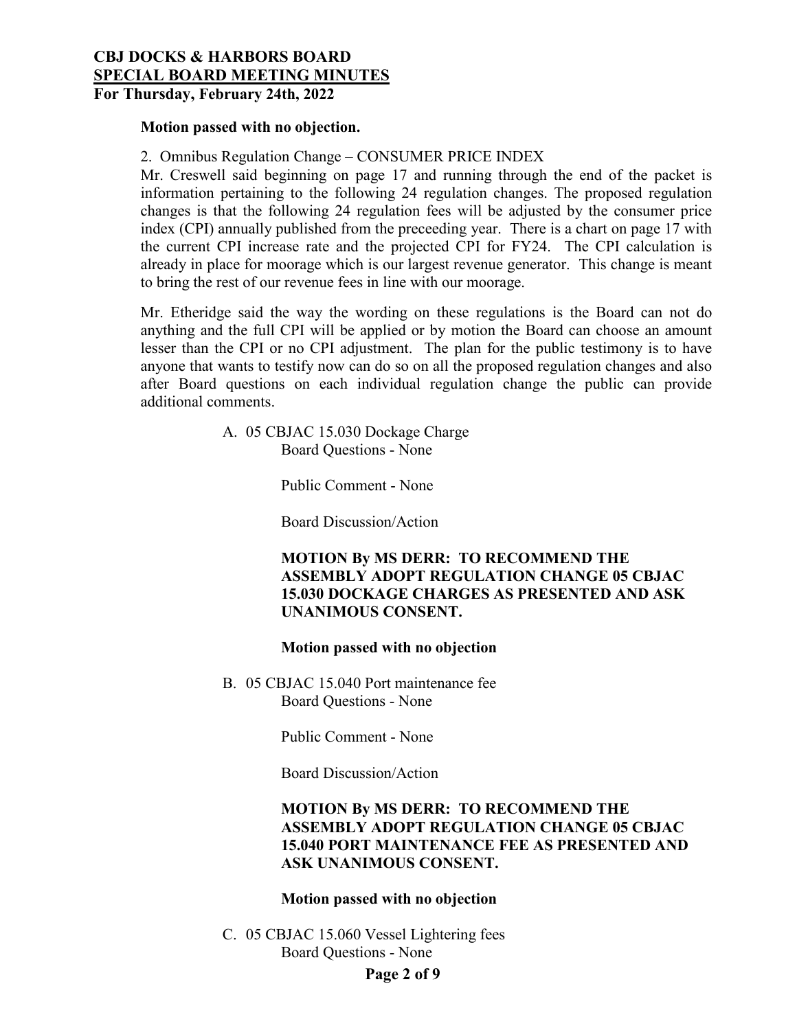**Motion passed with no objection.**

2. Omnibus Regulation Change – CONSUMER PRICE INDEX

Mr. Creswell said beginning on page 17 and running through the end of the packet is information pertaining to the following 24 regulation changes. The proposed regulation changes is that the following 24 regulation fees will be adjusted by the consumer price index (CPI) annually published from the preceeding year. There is a chart on page 17 with the current CPI increase rate and the projected CPI for FY24. The CPI calculation is already in place for moorage which is our largest revenue generator. This change is meant to bring the rest of our revenue fees in line with our moorage.

Mr. Etheridge said the way the wording on these regulations is the Board can not do anything and the full CPI will be applied or by motion the Board can choose an amount lesser than the CPI or no CPI adjustment. The plan for the public testimony is to have anyone that wants to testify now can do so on all the proposed regulation changes and also after Board questions on each individual regulation change the public can provide additional comments.

A. 05 CBJAC 15.030 Dockage Charge
   Board Questions - None

   Public Comment - None

   Board Discussion/Action

   **MOTION By MS DERR: TO RECOMMEND THE ASSEMBLY ADOPT REGULATION CHANGE 05 CBJAC 15.030 DOCKAGE CHARGES AS PRESENTED AND ASK UNANIMOUS CONSENT.**

   **Motion passed with no objection**

B. 05 CBJAC 15.040 Port maintenance fee
   Board Questions - None

   Public Comment - None

   Board Discussion/Action

   **MOTION By MS DERR: TO RECOMMEND THE ASSEMBLY ADOPT REGULATION CHANGE 05 CBJAC 15.040 PORT MAINTENANCE FEE AS PRESENTED AND ASK UNANIMOUS CONSENT.**

   **Motion passed with no objection**

C. 05 CBJAC 15.060 Vessel Lightering fees
   Board Questions - None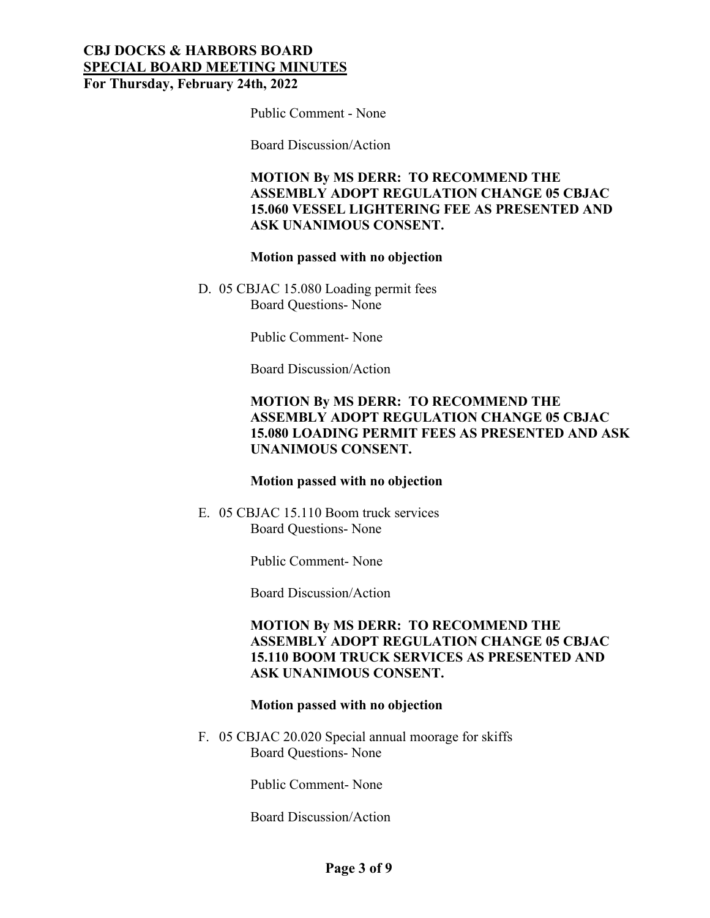Public Comment - None

Board Discussion/Action

**MOTION By MS DERR: TO RECOMMEND THE ASSEMBLY ADOPT REGULATION CHANGE 05 CBJAC 15.060 VESSEL LIGHTERING FEE AS PRESENTED AND ASK UNANIMOUS CONSENT.**

**Motion passed with no objection**

D. 05 CBJAC 15.080 Loading permit fees

Board Questions- None

Public Comment- None

Board Discussion/Action

**MOTION By MS DERR: TO RECOMMEND THE ASSEMBLY ADOPT REGULATION CHANGE 05 CBJAC 15.080 LOADING PERMIT FEES AS PRESENTED AND ASK UNANIMOUS CONSENT.**

**Motion passed with no objection**

E. 05 CBJAC 15.110 Boom truck services

Board Questions- None

Public Comment- None

Board Discussion/Action

**MOTION By MS DERR: TO RECOMMEND THE ASSEMBLY ADOPT REGULATION CHANGE 05 CBJAC 15.110 BOOM TRUCK SERVICES AS PRESENTED AND ASK UNANIMOUS CONSENT.**

**Motion passed with no objection**

F. 05 CBJAC 20.020 Special annual moorage for skiffs

Board Questions- None

Public Comment- None

Board Discussion/Action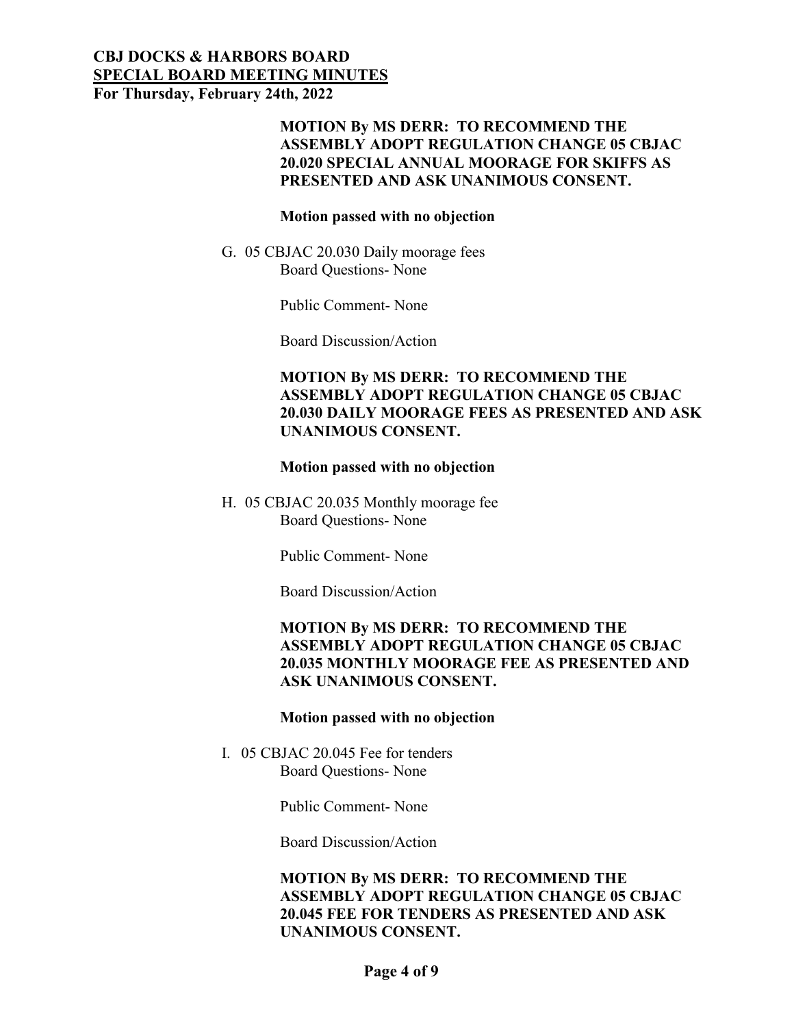**MOTION By MS DERR: TO RECOMMEND THE ASSEMBLY ADOPT REGULATION CHANGE 05 CBJAC 20.020 SPECIAL ANNUAL MOORAGE FOR SKIFFS AS PRESENTED AND ASK UNANIMOUS CONSENT.**

**Motion passed with no objection**

G. 05 CBJAC 20.030 Daily moorage fees

Board Questions- None

Public Comment- None

Board Discussion/Action

**MOTION By MS DERR: TO RECOMMEND THE ASSEMBLY ADOPT REGULATION CHANGE 05 CBJAC 20.030 DAILY MOORAGE FEES AS PRESENTED AND ASK UNANIMOUS CONSENT.**

**Motion passed with no objection**

H. 05 CBJAC 20.035 Monthly moorage fee

Board Questions- None

Public Comment- None

Board Discussion/Action

**MOTION By MS DERR: TO RECOMMEND THE ASSEMBLY ADOPT REGULATION CHANGE 05 CBJAC 20.035 MONTHLY MOORAGE FEE AS PRESENTED AND ASK UNANIMOUS CONSENT.**

**Motion passed with no objection**

I. 05 CBJAC 20.045 Fee for tenders

Board Questions- None

Public Comment- None

Board Discussion/Action

**MOTION By MS DERR: TO RECOMMEND THE ASSEMBLY ADOPT REGULATION CHANGE 05 CBJAC 20.045 FEE FOR TENDERS AS PRESENTED AND ASK UNANIMOUS CONSENT.**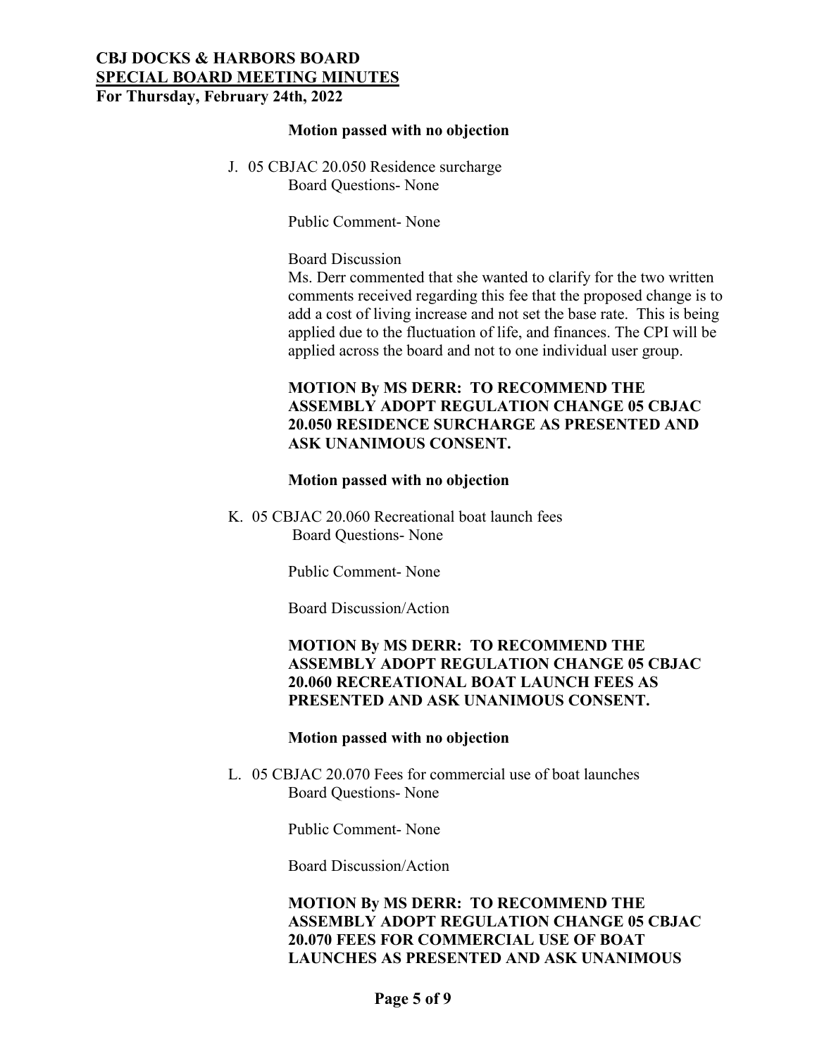**Motion passed with no objection**

J. 05 CBJAC 20.050 Residence surcharge

Board Questions- None

Public Comment- None

Board Discussion

Ms. Derr commented that she wanted to clarify for the two written comments received regarding this fee that the proposed change is to add a cost of living increase and not set the base rate. This is being applied due to the fluctuation of life, and finances. The CPI will be applied across the board and not to one individual user group.

**MOTION By MS DERR: TO RECOMMEND THE ASSEMBLY ADOPT REGULATION CHANGE 05 CBJAC 20.050 RESIDENCE SURCHARGE AS PRESENTED AND ASK UNANIMOUS CONSENT.**

**Motion passed with no objection**

K. 05 CBJAC 20.060 Recreational boat launch fees

Board Questions- None

Public Comment- None

Board Discussion/Action

**MOTION By MS DERR: TO RECOMMEND THE ASSEMBLY ADOPT REGULATION CHANGE 05 CBJAC 20.060 RECREATIONAL BOAT LAUNCH FEES AS PRESENTED AND ASK UNANIMOUS CONSENT.**

**Motion passed with no objection**

L. 05 CBJAC 20.070 Fees for commercial use of boat launches

Board Questions- None

Public Comment- None

Board Discussion/Action

**MOTION By MS DERR: TO RECOMMEND THE ASSEMBLY ADOPT REGULATION CHANGE 05 CBJAC 20.070 FEES FOR COMMERCIAL USE OF BOAT LAUNCHES AS PRESENTED AND ASK UNANIMOUS**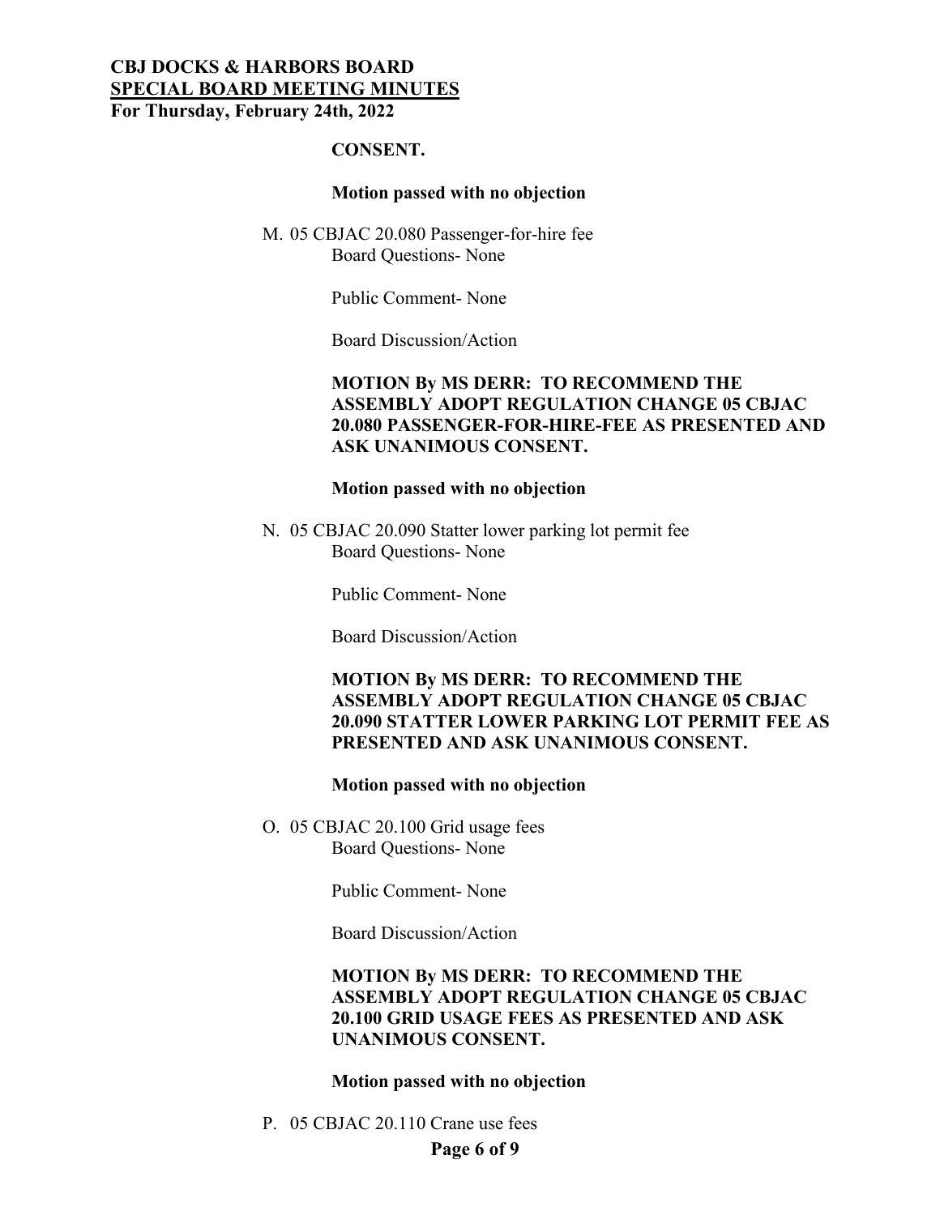**CONSENT.**

**Motion passed with no objection**

M. 05 CBJAC 20.080 Passenger-for-hire fee
   Board Questions- None

   Public Comment- None

   Board Discussion/Action

   **MOTION By MS DERR: TO RECOMMEND THE ASSEMBLY ADOPT REGULATION CHANGE 05 CBJAC 20.080 PASSENGER-FOR-HIRE-FEE AS PRESENTED AND ASK UNANIMOUS CONSENT.**

   **Motion passed with no objection**

N. 05 CBJAC 20.090 Statter lower parking lot permit fee
   Board Questions- None

   Public Comment- None

   Board Discussion/Action

   **MOTION By MS DERR: TO RECOMMEND THE ASSEMBLY ADOPT REGULATION CHANGE 05 CBJAC 20.090 STATTER LOWER PARKING LOT PERMIT FEE AS PRESENTED AND ASK UNANIMOUS CONSENT.**

   **Motion passed with no objection**

O. 05 CBJAC 20.100 Grid usage fees
   Board Questions- None

   Public Comment- None

   Board Discussion/Action

   **MOTION By MS DERR: TO RECOMMEND THE ASSEMBLY ADOPT REGULATION CHANGE 05 CBJAC 20.100 GRID USAGE FEES AS PRESENTED AND ASK UNANIMOUS CONSENT.**

   **Motion passed with no objection**

P. 05 CBJAC 20.110 Crane use fees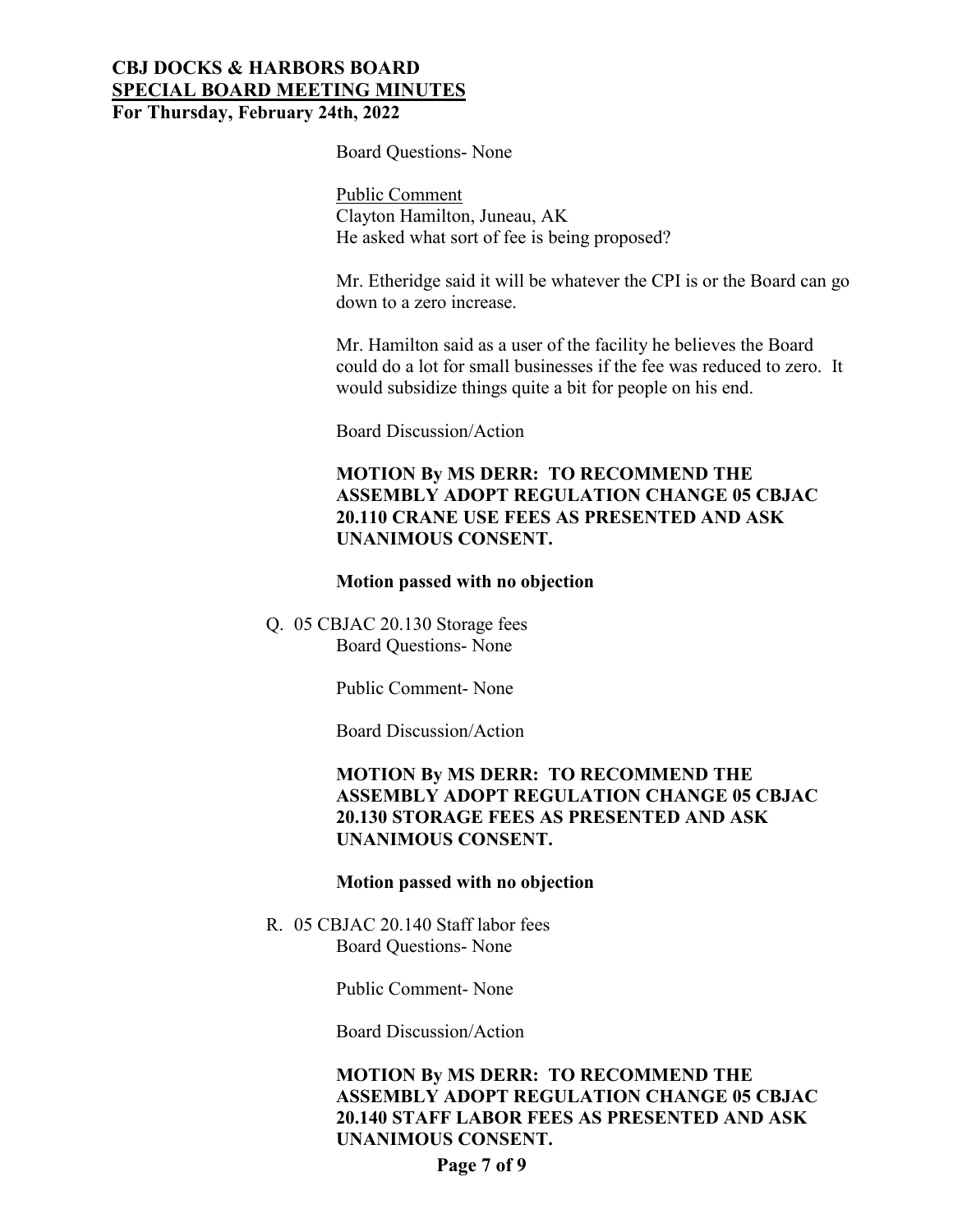Board Questions- None

Public Comment
Clayton Hamilton, Juneau, AK
He asked what sort of fee is being proposed?

Mr. Etheridge said it will be whatever the CPI is or the Board can go down to a zero increase.

Mr. Hamilton said as a user of the facility he believes the Board could do a lot for small businesses if the fee was reduced to zero. It would subsidize things quite a bit for people on his end.

Board Discussion/Action

**MOTION By MS DERR: TO RECOMMEND THE ASSEMBLY ADOPT REGULATION CHANGE 05 CBJAC 20.110 CRANE USE FEES AS PRESENTED AND ASK UNANIMOUS CONSENT.**

**Motion passed with no objection**

Q. 05 CBJAC 20.130 Storage fees

Board Questions- None

Public Comment- None

Board Discussion/Action

**MOTION By MS DERR: TO RECOMMEND THE ASSEMBLY ADOPT REGULATION CHANGE 05 CBJAC 20.130 STORAGE FEES AS PRESENTED AND ASK UNANIMOUS CONSENT.**

**Motion passed with no objection**

R. 05 CBJAC 20.140 Staff labor fees

Board Questions- None

Public Comment- None

Board Discussion/Action

**MOTION By MS DERR: TO RECOMMEND THE ASSEMBLY ADOPT REGULATION CHANGE 05 CBJAC 20.140 STAFF LABOR FEES AS PRESENTED AND ASK UNANIMOUS CONSENT.**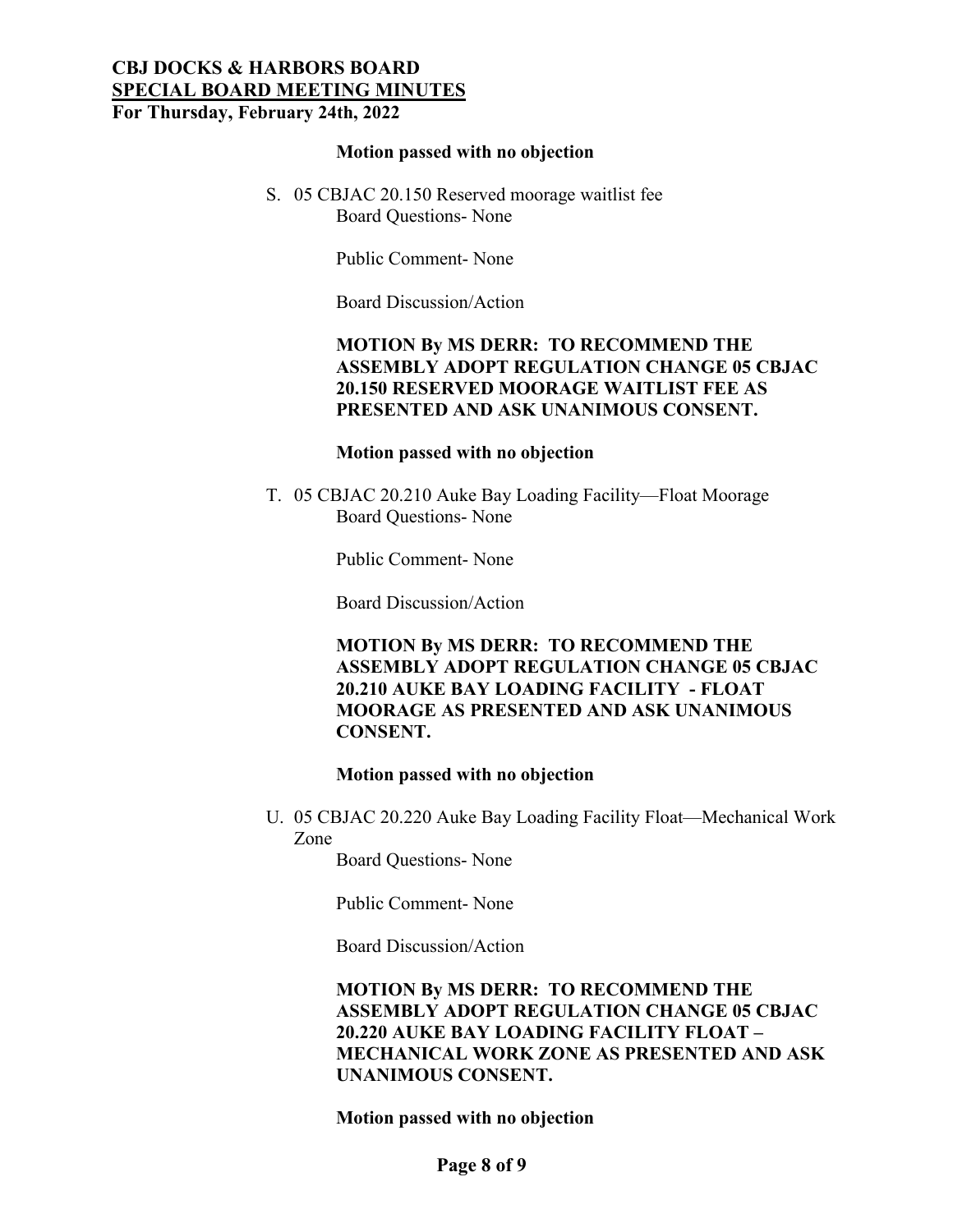**Motion passed with no objection**

S. 05 CBJAC 20.150 Reserved moorage waitlist fee

   Board Questions- None

   Public Comment- None

   Board Discussion/Action

   **MOTION By MS DERR: TO RECOMMEND THE ASSEMBLY ADOPT REGULATION CHANGE 05 CBJAC 20.150 RESERVED MOORAGE WAITLIST FEE AS PRESENTED AND ASK UNANIMOUS CONSENT.**

   **Motion passed with no objection**

T. 05 CBJAC 20.210 Auke Bay Loading Facility—Float Moorage

   Board Questions- None

   Public Comment- None

   Board Discussion/Action

   **MOTION By MS DERR: TO RECOMMEND THE ASSEMBLY ADOPT REGULATION CHANGE 05 CBJAC 20.210 AUKE BAY LOADING FACILITY - FLOAT MOORAGE AS PRESENTED AND ASK UNANIMOUS CONSENT.**

   **Motion passed with no objection**

U. 05 CBJAC 20.220 Auke Bay Loading Facility Float—Mechanical Work Zone

   Board Questions- None

   Public Comment- None

   Board Discussion/Action

   **MOTION By MS DERR: TO RECOMMEND THE ASSEMBLY ADOPT REGULATION CHANGE 05 CBJAC 20.220 AUKE BAY LOADING FACILITY FLOAT – MECHANICAL WORK ZONE AS PRESENTED AND ASK UNANIMOUS CONSENT.**

   **Motion passed with no objection**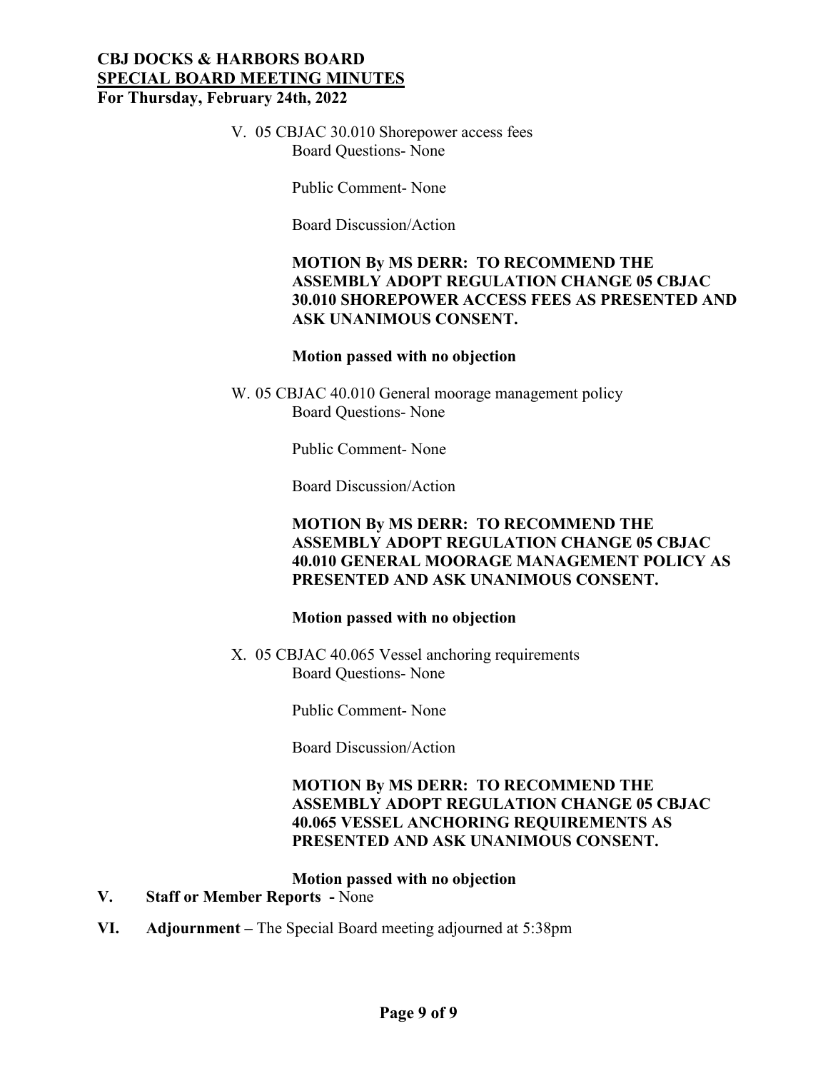V. 05 CBJAC 30.010 Shorepower access fees

Board Questions- None

Public Comment- None

Board Discussion/Action

**MOTION By MS DERR: TO RECOMMEND THE ASSEMBLY ADOPT REGULATION CHANGE 05 CBJAC 30.010 SHOREPOWER ACCESS FEES AS PRESENTED AND ASK UNANIMOUS CONSENT.**

**Motion passed with no objection**

W. 05 CBJAC 40.010 General moorage management policy

Board Questions- None

Public Comment- None

Board Discussion/Action

**MOTION By MS DERR: TO RECOMMEND THE ASSEMBLY ADOPT REGULATION CHANGE 05 CBJAC 40.010 GENERAL MOORAGE MANAGEMENT POLICY AS PRESENTED AND ASK UNANIMOUS CONSENT.**

**Motion passed with no objection**

X. 05 CBJAC 40.065 Vessel anchoring requirements

Board Questions- None

Public Comment- None

Board Discussion/Action

**MOTION By MS DERR: TO RECOMMEND THE ASSEMBLY ADOPT REGULATION CHANGE 05 CBJAC 40.065 VESSEL ANCHORING REQUIREMENTS AS PRESENTED AND ASK UNANIMOUS CONSENT.**

**Motion passed with no objection**

**V. Staff or Member Reports -** None

**VI. Adjournment –** The Special Board meeting adjourned at 5:38pm